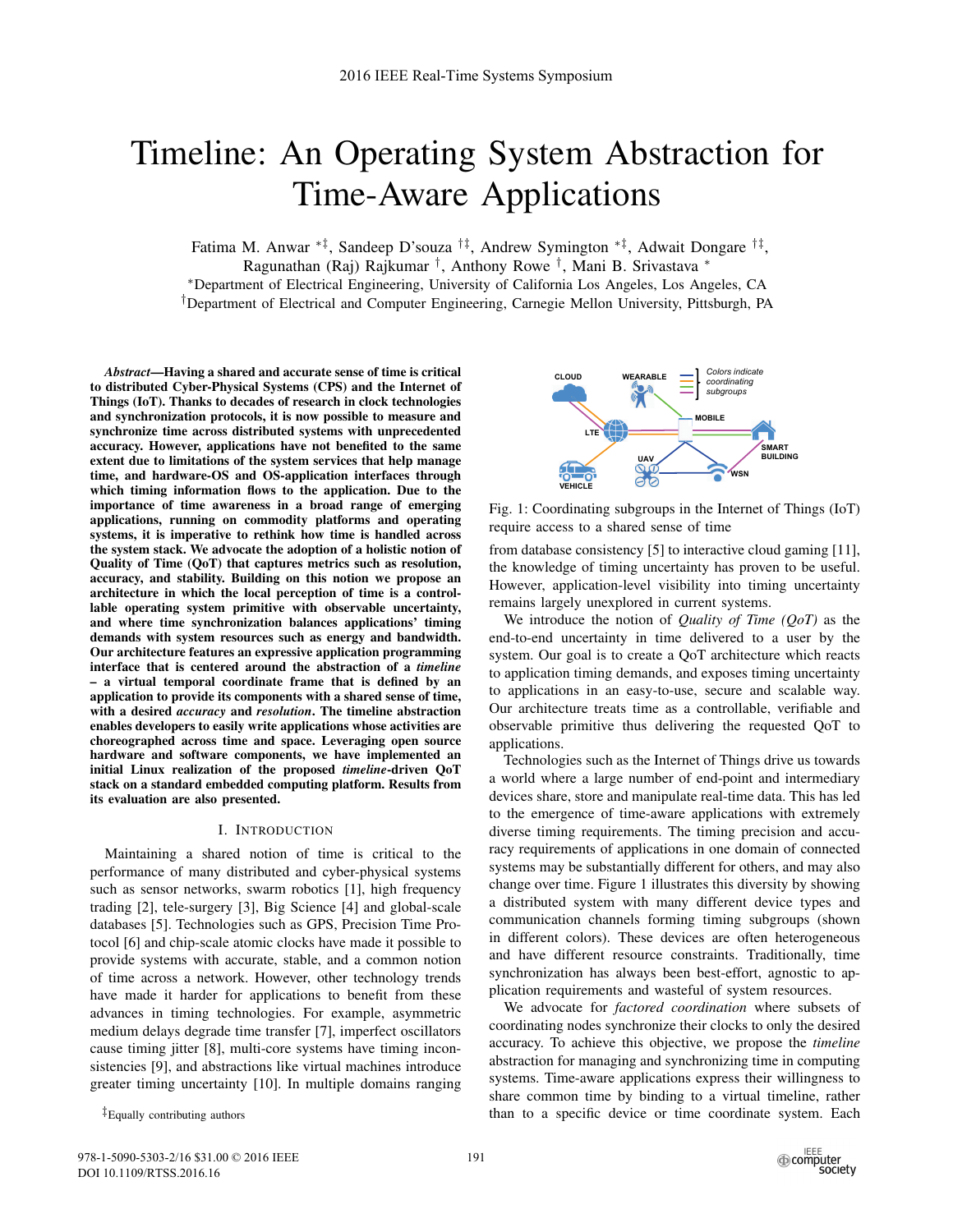# Timeline: An Operating System Abstraction for Time-Aware Applications

Fatima M. Anwar [*‡], Sandeep D'souza [†‡], Andrew Symington [*‡], Adwait Dongare [†‡], Ragunathan (Raj) Rajkumar [†], Anthony Rowe [†], Mani B. Srivastava [*]

[*]Department of Electrical Engineering, University of California Los Angeles, Los Angeles, CA

[†]Department of Electrical and Computer Engineering, Carnegie Mellon University, Pittsburgh, PA

***Abstract*—Having a shared and accurate sense of time is critical to distributed Cyber-Physical Systems (CPS) and the Internet of Things (IoT). Thanks to decades of research in clock technologies and synchronization protocols, it is now possible to measure and synchronize time across distributed systems with unprecedented accuracy. However, applications have not benefited to the same extent due to limitations of the system services that help manage time, and hardware-OS and OS-application interfaces through which timing information flows to the application. Due to the importance of time awareness in a broad range of emerging applications, running on commodity platforms and operating systems, it is imperative to rethink how time is handled across the system stack. We advocate the adoption of a holistic notion of Quality of Time (QoT) that captures metrics such as resolution, accuracy, and stability. Building on this notion we propose an architecture in which the local perception of time is a controllable operating system primitive with observable uncertainty, and where time synchronization balances applications' timing demands with system resources such as energy and bandwidth. Our architecture features an expressive application programming interface that is centered around the abstraction of a *timeline* – a virtual temporal coordinate frame that is defined by an application to provide its components with a shared sense of time, with a desired *accuracy* and *resolution*. The timeline abstraction enables developers to easily write applications whose activities are choreographed across time and space. Leveraging open source hardware and software components, we have implemented an initial Linux realization of the proposed *timeline*-driven QoT stack on a standard embedded computing platform. Results from its evaluation are also presented.**

## I. Introduction

Maintaining a shared notion of time is critical to the performance of many distributed and cyber-physical systems such as sensor networks, swarm robotics [1], high frequency trading [2], tele-surgery [3], Big Science [4] and global-scale databases [5]. Technologies such as GPS, Precision Time Protocol [6] and chip-scale atomic clocks have made it possible to provide systems with accurate, stable, and a common notion of time across a network. However, other technology trends have made it harder for applications to benefit from these advances in timing technologies. For example, asymmetric medium delays degrade time transfer [7], imperfect oscillators cause timing jitter [8], multi-core systems have timing inconsistencies [9], and abstractions like virtual machines introduce greater timing uncertainty [10]. In multiple domains ranging from database consistency [5] to interactive cloud gaming [11], the knowledge of timing uncertainty has proven to be useful. However, application-level visibility into timing uncertainty remains largely unexplored in current systems.

[‡]Equally contributing authors

Fig. 1: Coordinating subgroups in the Internet of Things (IoT) require access to a shared sense of time

We introduce the notion of *Quality of Time (QoT)* as the end-to-end uncertainty in time delivered to a user by the system. Our goal is to create a QoT architecture which reacts to application timing demands, and exposes timing uncertainty to applications in an easy-to-use, secure and scalable way. Our architecture treats time as a controllable, verifiable and observable primitive thus delivering the requested QoT to applications.

Technologies such as the Internet of Things drive us towards a world where a large number of end-point and intermediary devices share, store and manipulate real-time data. This has led to the emergence of time-aware applications with extremely diverse timing requirements. The timing precision and accuracy requirements of applications in one domain of connected systems may be substantially different for others, and may also change over time. Figure 1 illustrates this diversity by showing a distributed system with many different device types and communication channels forming timing subgroups (shown in different colors). These devices are often heterogeneous and have different resource constraints. Traditionally, time synchronization has always been best-effort, agnostic to application requirements and wasteful of system resources.

We advocate for *factored coordination* where subsets of coordinating nodes synchronize their clocks to only the desired accuracy. To achieve this objective, we propose the *timeline* abstraction for managing and synchronizing time in computing systems. Time-aware applications express their willingness to share common time by binding to a virtual timeline, rather than to a specific device or time coordinate system. Each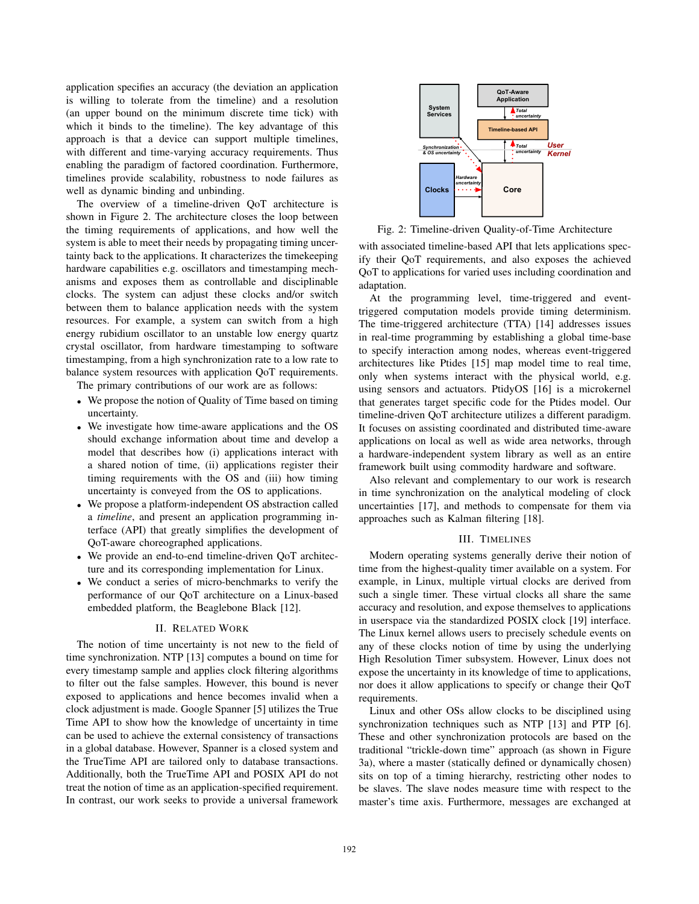application specifies an accuracy (the deviation an application is willing to tolerate from the timeline) and a resolution (an upper bound on the minimum discrete time tick) with which it binds to the timeline). The key advantage of this approach is that a device can support multiple timelines, with different and time-varying accuracy requirements. Thus enabling the paradigm of factored coordination. Furthermore, timelines provide scalability, robustness to node failures as well as dynamic binding and unbinding.

The overview of a timeline-driven QoT architecture is shown in Figure 2. The architecture closes the loop between the timing requirements of applications, and how well the system is able to meet their needs by propagating timing uncertainty back to the applications. It characterizes the timekeeping hardware capabilities e.g. oscillators and timestamping mechanisms and exposes them as controllable and disciplinable clocks. The system can adjust these clocks and/or switch between them to balance application needs with the system resources. For example, a system can switch from a high energy rubidium oscillator to an unstable low energy quartz crystal oscillator, from hardware timestamping to software timestamping, from a high synchronization rate to a low rate to balance system resources with application QoT requirements.

The primary contributions of our work are as follows:

- We propose the notion of Quality of Time based on timing uncertainty.
- We investigate how time-aware applications and the OS should exchange information about time and develop a model that describes how (i) applications interact with a shared notion of time, (ii) applications register their timing requirements with the OS and (iii) how timing uncertainty is conveyed from the OS to applications.
- We propose a platform-independent OS abstraction called a *timeline*, and present an application programming interface (API) that greatly simplifies the development of QoT-aware choreographed applications.
- We provide an end-to-end timeline-driven QoT architecture and its corresponding implementation for Linux.
- We conduct a series of micro-benchmarks to verify the performance of our QoT architecture on a Linux-based embedded platform, the Beaglebone Black [12].

## II. Related Work

The notion of time uncertainty is not new to the field of time synchronization. NTP [13] computes a bound on time for every timestamp sample and applies clock filtering algorithms to filter out the false samples. However, this bound is never exposed to applications and hence becomes invalid when a clock adjustment is made. Google Spanner [5] utilizes the True Time API to show how the knowledge of uncertainty in time can be used to achieve the external consistency of transactions in a global database. However, Spanner is a closed system and the TrueTime API are tailored only to database transactions. Additionally, both the TrueTime API and POSIX API do not treat the notion of time as an application-specified requirement. In contrast, our work seeks to provide a universal framework with associated timeline-based API that lets applications specify their QoT requirements, and also exposes the achieved QoT to applications for varied uses including coordination and adaptation.

Fig. 2: Timeline-driven Quality-of-Time Architecture

At the programming level, time-triggered and event-triggered computation models provide timing determinism. The time-triggered architecture (TTA) [14] addresses issues in real-time programming by establishing a global time-base to specify interaction among nodes, whereas event-triggered architectures like Ptides [15] map model time to real time, only when systems interact with the physical world, e.g. using sensors and actuators. PtidyOS [16] is a microkernel that generates target specific code for the Ptides model. Our timeline-driven QoT architecture utilizes a different paradigm. It focuses on assisting coordinated and distributed time-aware applications on local as well as wide area networks, through a hardware-independent system library as well as an entire framework built using commodity hardware and software.

Also relevant and complementary to our work is research in time synchronization on the analytical modeling of clock uncertainties [17], and methods to compensate for them via approaches such as Kalman filtering [18].

## III. Timelines

Modern operating systems generally derive their notion of time from the highest-quality timer available on a system. For example, in Linux, multiple virtual clocks are derived from such a single timer. These virtual clocks all share the same accuracy and resolution, and expose themselves to applications in userspace via the standardized POSIX clock [19] interface. The Linux kernel allows users to precisely schedule events on any of these clocks notion of time by using the underlying High Resolution Timer subsystem. However, Linux does not expose the uncertainty in its knowledge of time to applications, nor does it allow applications to specify or change their QoT requirements.

Linux and other OSs allow clocks to be disciplined using synchronization techniques such as NTP [13] and PTP [6]. These and other synchronization protocols are based on the traditional "trickle-down time" approach (as shown in Figure 3a), where a master (statically defined or dynamically chosen) sits on top of a timing hierarchy, restricting other nodes to be slaves. The slave nodes measure time with respect to the master's time axis. Furthermore, messages are exchanged at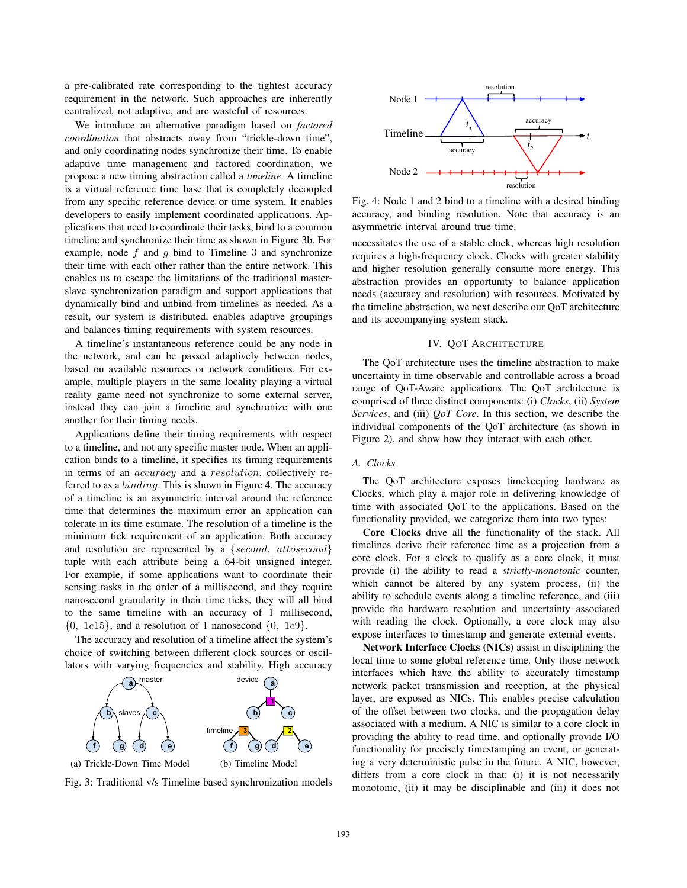a pre-calibrated rate corresponding to the tightest accuracy requirement in the network. Such approaches are inherently centralized, not adaptive, and are wasteful of resources.

We introduce an alternative paradigm based on *factored coordination* that abstracts away from "trickle-down time", and only coordinating nodes synchronize their time. To enable adaptive time management and factored coordination, we propose a new timing abstraction called a *timeline*. A timeline is a virtual reference time base that is completely decoupled from any specific reference device or time system. It enables developers to easily implement coordinated applications. Applications that need to coordinate their tasks, bind to a common timeline and synchronize their time as shown in Figure 3b. For example, node $f$ and $g$ bind to Timeline 3 and synchronize their time with each other rather than the entire network. This enables us to escape the limitations of the traditional master-slave synchronization paradigm and support applications that dynamically bind and unbind from timelines as needed. As a result, our system is distributed, enables adaptive groupings and balances timing requirements with system resources.

A timeline's instantaneous reference could be any node in the network, and can be passed adaptively between nodes, based on available resources or network conditions. For example, multiple players in the same locality playing a virtual reality game need not synchronize to some external server, instead they can join a timeline and synchronize with one another for their timing needs.

Applications define their timing requirements with respect to a timeline, and not any specific master node. When an application binds to a timeline, it specifies its timing requirements in terms of an $accuracy$ and a $resolution$, collectively referred to as a $binding$. This is shown in Figure 4. The accuracy of a timeline is an asymmetric interval around the reference time that determines the maximum error an application can tolerate in its time estimate. The resolution of a timeline is the minimum tick requirement of an application. Both accuracy and resolution are represented by a $\{second,\ attosecond\}$ tuple with each attribute being a 64-bit unsigned integer. For example, if some applications want to coordinate their sensing tasks in the order of a millisecond, and they require nanosecond granularity in their time ticks, they will all bind to the same timeline with an accuracy of 1 millisecond, $\{0,\ 1e15\}$, and a resolution of 1 nanosecond $\{0,\ 1e9\}$.

The accuracy and resolution of a timeline affect the system's choice of switching between different clock sources or oscillators with varying frequencies and stability. High accuracy necessitates the use of a stable clock, whereas high resolution requires a high-frequency clock. Clocks with greater stability and higher resolution generally consume more energy. This abstraction provides an opportunity to balance application needs (accuracy and resolution) with resources. Motivated by the timeline abstraction, we next describe our QoT architecture and its accompanying system stack.

(a) Trickle-Down Time Model (b) Timeline Model

Fig. 3: Traditional v/s Timeline based synchronization models

Fig. 4: Node 1 and 2 bind to a timeline with a desired binding accuracy, and binding resolution. Note that accuracy is an asymmetric interval around true time.

## IV. QoT Architecture

The QoT architecture uses the timeline abstraction to make uncertainty in time observable and controllable across a broad range of QoT-Aware applications. The QoT architecture is comprised of three distinct components: (i) *Clocks*, (ii) *System Services*, and (iii) *QoT Core*. In this section, we describe the individual components of the QoT architecture (as shown in Figure 2), and show how they interact with each other.

### A. Clocks

The QoT architecture exposes timekeeping hardware as Clocks, which play a major role in delivering knowledge of time with associated QoT to the applications. Based on the functionality provided, we categorize them into two types:

**Core Clocks** drive all the functionality of the stack. All timelines derive their reference time as a projection from a core clock. For a clock to qualify as a core clock, it must provide (i) the ability to read a *strictly-monotonic* counter, which cannot be altered by any system process, (ii) the ability to schedule events along a timeline reference, and (iii) provide the hardware resolution and uncertainty associated with reading the clock. Optionally, a core clock may also expose interfaces to timestamp and generate external events.

**Network Interface Clocks (NICs)** assist in disciplining the local time to some global reference time. Only those network interfaces which have the ability to accurately timestamp network packet transmission and reception, at the physical layer, are exposed as NICs. This enables precise calculation of the offset between two clocks, and the propagation delay associated with a medium. A NIC is similar to a core clock in providing the ability to read time, and optionally provide I/O functionality for precisely timestamping an event, or generating a very deterministic pulse in the future. A NIC, however, differs from a core clock in that: (i) it is not necessarily monotonic, (ii) it may be disciplinable and (iii) it does not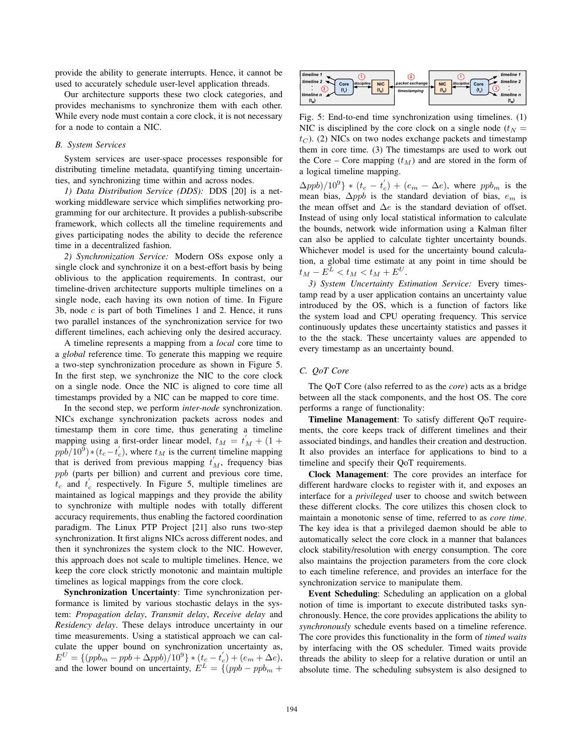provide the ability to generate interrupts. Hence, it cannot be used to accurately schedule user-level application threads.

Our architecture supports these two clock categories, and provides mechanisms to synchronize them with each other. While every node must contain a core clock, it is not necessary for a node to contain a NIC.

### B. System Services

System services are user-space processes responsible for distributing timeline metadata, quantifying timing uncertainties, and synchronizing time within and across nodes.

*1) Data Distribution Service (DDS):* DDS [20] is a networking middleware service which simplifies networking programming for our architecture. It provides a publish-subscribe framework, which collects all the timeline requirements and gives participating nodes the ability to decide the reference time in a decentralized fashion.

*2) Synchronization Service:* Modern OSs expose only a single clock and synchronize it on a best-effort basis by being oblivious to the application requirements. In contrast, our timeline-driven architecture supports multiple timelines on a single node, each having its own notion of time. In Figure 3b, node $c$ is part of both Timelines 1 and 2. Hence, it runs two parallel instances of the synchronization service for two different timelines, each achieving only the desired accuracy.

A timeline represents a mapping from a *local* core time to a *global* reference time. To generate this mapping we require a two-step synchronization procedure as shown in Figure 5. In the first step, we synchronize the NIC to the core clock on a single node. Once the NIC is aligned to core time all timestamps provided by a NIC can be mapped to core time.

In the second step, we perform *inter-node* synchronization. NICs exchange synchronization packets across nodes and timestamp them in core time, thus generating a timeline mapping using a first-order linear model, $t_M = t^{'}_M + (1 + ppb/10^9) * (t_c - t^{'}_c)$, where $t_M$ is the current timeline mapping that is derived from previous mapping $t^{'}_M$, frequency bias $ppb$ (parts per billion) and current and previous core time, $t_c$ and $t^{'}_c$ respectively. In Figure 5, multiple timelines are maintained as logical mappings and they provide the ability to synchronize with multiple nodes with totally different accuracy requirements, thus enabling the factored coordination paradigm. The Linux PTP Project [21] also runs two-step synchronization. It first aligns NICs across different nodes, and then it synchronizes the system clock to the NIC. However, this approach does not scale to multiple timelines. Hence, we keep the core clock strictly monotonic and maintain multiple timelines as logical mappings from the core clock.

**Synchronization Uncertainty**: Time synchronization performance is limited by various stochastic delays in the system: *Propagation delay*, *Transmit delay*, *Receive delay* and *Residency delay*. These delays introduce uncertainty in our time measurements. Using a statistical approach we can calculate the upper bound on synchronization uncertainty as, $E^U = \{(ppb_m - ppb + \Delta ppb)/10^9\} * (t_c - t^{'}_c) + (e_m + \Delta e)$, and the lower bound on uncertainty, $E^L = \{(ppb - ppb_m + \Delta ppb)/10^9\} * (t_c - t^{'}_c) + (e_m - \Delta e)$, where $ppb_m$ is the mean bias, $\Delta ppb$ is the standard deviation of bias, $e_m$ is the mean offset and $\Delta e$ is the standard deviation of offset. Instead of using only local statistical information to calculate the bounds, network wide information using a Kalman filter can also be applied to calculate tighter uncertainty bounds. Whichever model is used for the uncertainty bound calculation, a global time estimate at any point in time should be $t_M - E^L < t_M < t_M + E^U$.

Fig. 5: End-to-end time synchronization using timelines. (1) NIC is disciplined by the core clock on a single node ($t_N = t_C$). (2) NICs on two nodes exchange packets and timestamp them in core time. (3) The timestamps are used to work out the Core – Core mapping ($t_M$) and are stored in the form of a logical timeline mapping.

*3) System Uncertainty Estimation Service:* Every timestamp read by a user application contains an uncertainty value introduced by the OS, which is a function of factors like the system load and CPU operating frequency. This service continuously updates these uncertainty statistics and passes it to the the stack. These uncertainty values are appended to every timestamp as an uncertainty bound.

### C. QoT Core

The QoT Core (also referred to as the *core*) acts as a bridge between all the stack components, and the host OS. The core performs a range of functionality:

**Timeline Management**: To satisfy different QoT requirements, the core keeps track of different timelines and their associated bindings, and handles their creation and destruction. It also provides an interface for applications to bind to a timeline and specify their QoT requirements.

**Clock Management**: The core provides an interface for different hardware clocks to register with it, and exposes an interface for a *privileged* user to choose and switch between these different clocks. The core utilizes this chosen clock to maintain a monotonic sense of time, referred to as *core time*. The key idea is that a privileged daemon should be able to automatically select the core clock in a manner that balances clock stability/resolution with energy consumption. The core also maintains the projection parameters from the core clock to each timeline reference, and provides an interface for the synchronization service to manipulate them.

**Event Scheduling**: Scheduling an application on a global notion of time is important to execute distributed tasks synchronously. Hence, the core provides applications the ability to *synchronously* schedule events based on a timeline reference. The core provides this functionality in the form of *timed waits* by interfacing with the OS scheduler. Timed waits provide threads the ability to sleep for a relative duration or until an absolute time. The scheduling subsystem is also designed to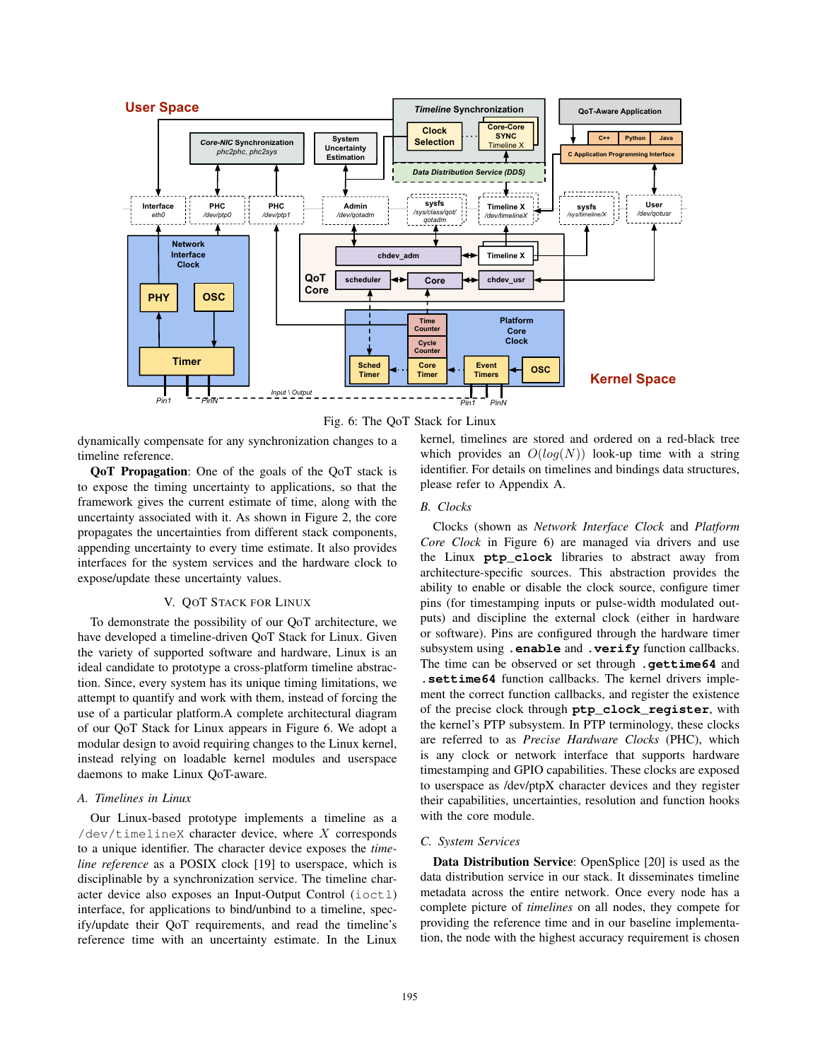Fig. 6: The QoT Stack for Linux

dynamically compensate for any synchronization changes to a timeline reference.

**QoT Propagation**: One of the goals of the QoT stack is to expose the timing uncertainty to applications, so that the framework gives the current estimate of time, along with the uncertainty associated with it. As shown in Figure 2, the core propagates the uncertainties from different stack components, appending uncertainty to every time estimate. It also provides interfaces for the system services and the hardware clock to expose/update these uncertainty values.

## V. QoT Stack for Linux

To demonstrate the possibility of our QoT architecture, we have developed a timeline-driven QoT Stack for Linux. Given the variety of supported software and hardware, Linux is an ideal candidate to prototype a cross-platform timeline abstraction. Since, every system has its unique timing limitations, we attempt to quantify and work with them, instead of forcing the use of a particular platform.A complete architectural diagram of our QoT Stack for Linux appears in Figure 6. We adopt a modular design to avoid requiring changes to the Linux kernel, instead relying on loadable kernel modules and userspace daemons to make Linux QoT-aware.

### A. Timelines in Linux

Our Linux-based prototype implements a timeline as a `/dev/timelineX` character device, where $X$ corresponds to a unique identifier. The character device exposes the *timeline reference* as a POSIX clock [19] to userspace, which is disciplinable by a synchronization service. The timeline character device also exposes an Input-Output Control (`ioctl`) interface, for applications to bind/unbind to a timeline, specify/update their QoT requirements, and read the timeline's reference time with an uncertainty estimate. In the Linux kernel, timelines are stored and ordered on a red-black tree which provides an $O(log(N))$ look-up time with a string identifier. For details on timelines and bindings data structures, please refer to Appendix A.

### B. Clocks

Clocks (shown as *Network Interface Clock* and *Platform Core Clock* in Figure 6) are managed via drivers and use the Linux **`ptp_clock`** libraries to abstract away from architecture-specific sources. This abstraction provides the ability to enable or disable the clock source, configure timer pins (for timestamping inputs or pulse-width modulated outputs) and discipline the external clock (either in hardware or software). Pins are configured through the hardware timer subsystem using **`.enable`** and **`.verify`** function callbacks. The time can be observed or set through **`.gettime64`** and **`.settime64`** function callbacks. The kernel drivers implement the correct function callbacks, and register the existence of the precise clock through **`ptp_clock_register`**, with the kernel's PTP subsystem. In PTP terminology, these clocks are referred to as *Precise Hardware Clocks* (PHC), which is any clock or network interface that supports hardware timestamping and GPIO capabilities. These clocks are exposed to userspace as /dev/ptpX character devices and they register their capabilities, uncertainties, resolution and function hooks with the core module.

### C. System Services

**Data Distribution Service**: OpenSplice [20] is used as the data distribution service in our stack. It disseminates timeline metadata across the entire network. Once every node has a complete picture of *timelines* on all nodes, they compete for providing the reference time and in our baseline implementation, the node with the highest accuracy requirement is chosen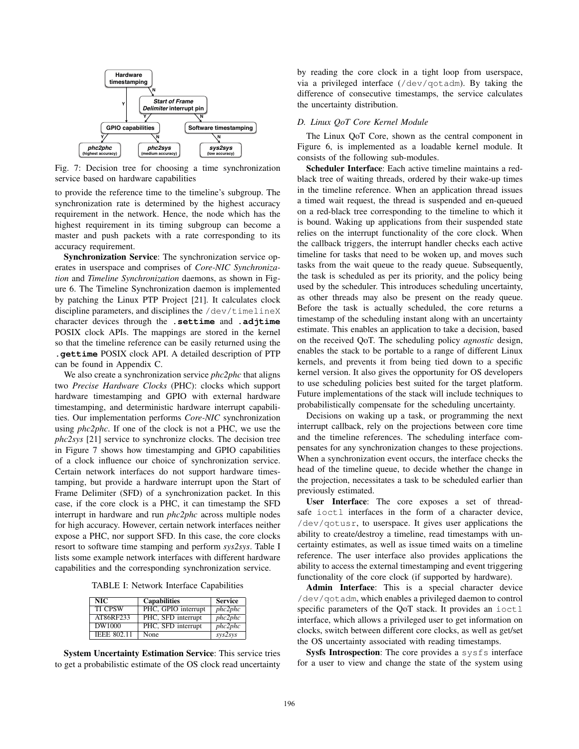Fig. 7: Decision tree for choosing a time synchronization service based on hardware capabilities

to provide the reference time to the timeline's subgroup. The synchronization rate is determined by the highest accuracy requirement in the network. Hence, the node which has the highest requirement in its timing subgroup can become a master and push packets with a rate corresponding to its accuracy requirement.

**Synchronization Service**: The synchronization service operates in userspace and comprises of *Core-NIC Synchronization* and *Timeline Synchronization* daemons, as shown in Figure 6. The Timeline Synchronization daemon is implemented by patching the Linux PTP Project [21]. It calculates clock discipline parameters, and disciplines the `/dev/timelineX` character devices through the **.settime** and **.adjtime** POSIX clock APIs. The mappings are stored in the kernel so that the timeline reference can be easily returned using the **.gettime** POSIX clock API. A detailed description of PTP can be found in Appendix C.

We also create a synchronization service *phc2phc* that aligns two *Precise Hardware Clocks* (PHC): clocks which support hardware timestamping and GPIO with external hardware timestamping, and deterministic hardware interrupt capabilities. Our implementation performs *Core-NIC* synchronization using *phc2phc*. If one of the clock is not a PHC, we use the *phc2sys* [21] service to synchronize clocks. The decision tree in Figure 7 shows how timestamping and GPIO capabilities of a clock influence our choice of synchronization service. Certain network interfaces do not support hardware timestamping, but provide a hardware interrupt upon the Start of Frame Delimiter (SFD) of a synchronization packet. In this case, if the core clock is a PHC, it can timestamp the SFD interrupt in hardware and run *phc2phc* across multiple nodes for high accuracy. However, certain network interfaces neither expose a PHC, nor support SFD. In this case, the core clocks resort to software time stamping and perform *sys2sys*. Table I lists some example network interfaces with different hardware capabilities and the corresponding synchronization service.

TABLE I: Network Interface Capabilities

| NIC | Capabilities | Service |
|---|---|---|
| TI CPSW | PHC, GPIO interrupt | *phc2phc* |
| AT86RF233 | PHC, SFD interrupt | *phc2phc* |
| DW1000 | PHC, SFD interrupt | *phc2phc* |
| IEEE 802.11 | None | *sys2sys* |

**System Uncertainty Estimation Service**: This service tries to get a probabilistic estimate of the OS clock read uncertainty by reading the core clock in a tight loop from userspace, via a privileged interface (`/dev/qotadm`). By taking the difference of consecutive timestamps, the service calculates the uncertainty distribution.

### *D. Linux QoT Core Kernel Module*

The Linux QoT Core, shown as the central component in Figure 6, is implemented as a loadable kernel module. It consists of the following sub-modules.

**Scheduler Interface**: Each active timeline maintains a red-black tree of waiting threads, ordered by their wake-up times in the timeline reference. When an application thread issues a timed wait request, the thread is suspended and en-queued on a red-black tree corresponding to the timeline to which it is bound. Waking up applications from their suspended state relies on the interrupt functionality of the core clock. When the callback triggers, the interrupt handler checks each active timeline for tasks that need to be woken up, and moves such tasks from the wait queue to the ready queue. Subsequently, the task is scheduled as per its priority, and the policy being used by the scheduler. This introduces scheduling uncertainty, as other threads may also be present on the ready queue. Before the task is actually scheduled, the core returns a timestamp of the scheduling instant along with an uncertainty estimate. This enables an application to take a decision, based on the received QoT. The scheduling policy *agnostic* design, enables the stack to be portable to a range of different Linux kernels, and prevents it from being tied down to a specific kernel version. It also gives the opportunity for OS developers to use scheduling policies best suited for the target platform. Future implementations of the stack will include techniques to probabilistically compensate for the scheduling uncertainty.

Decisions on waking up a task, or programming the next interrupt callback, rely on the projections between core time and the timeline references. The scheduling interface compensates for any synchronization changes to these projections. When a synchronization event occurs, the interface checks the head of the timeline queue, to decide whether the change in the projection, necessitates a task to be scheduled earlier than previously estimated.

**User Interface**: The core exposes a set of thread-safe `ioctl` interfaces in the form of a character device, `/dev/qotusr`, to userspace. It gives user applications the ability to create/destroy a timeline, read timestamps with uncertainty estimates, as well as issue timed waits on a timeline reference. The user interface also provides applications the ability to access the external timestamping and event triggering functionality of the core clock (if supported by hardware).

**Admin Interface**: This is a special character device `/dev/qotadm`, which enables a privileged daemon to control specific parameters of the QoT stack. It provides an `ioctl` interface, which allows a privileged user to get information on clocks, switch between different core clocks, as well as get/set the OS uncertainty associated with reading timestamps.

**Sysfs Introspection**: The core provides a `sysfs` interface for a user to view and change the state of the system using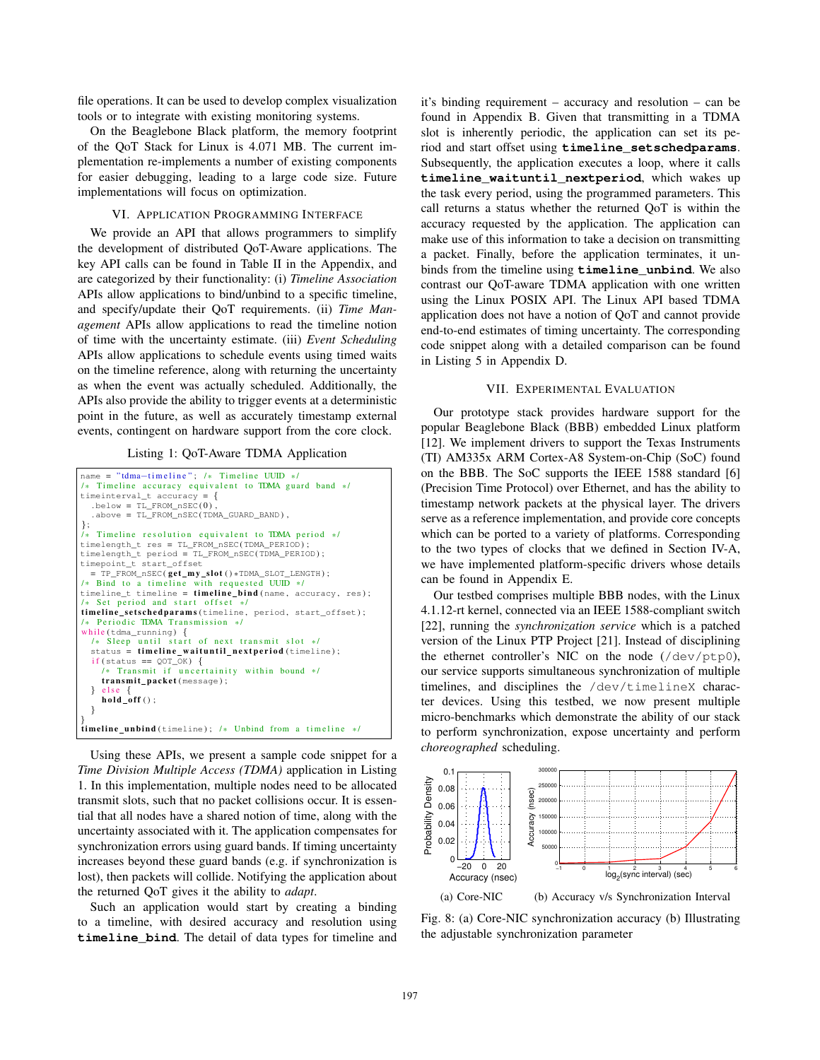file operations. It can be used to develop complex visualization tools or to integrate with existing monitoring systems.

On the Beaglebone Black platform, the memory footprint of the QoT Stack for Linux is 4.071 MB. The current implementation re-implements a number of existing components for easier debugging, leading to a large code size. Future implementations will focus on optimization.

## VI. Application Programming Interface

We provide an API that allows programmers to simplify the development of distributed QoT-Aware applications. The key API calls can be found in Table II in the Appendix, and are categorized by their functionality: (i) *Timeline Association* APIs allow applications to bind/unbind to a specific timeline, and specify/update their QoT requirements. (ii) *Time Management* APIs allow applications to read the timeline notion of time with the uncertainty estimate. (iii) *Event Scheduling* APIs allow applications to schedule events using timed waits on the timeline reference, along with returning the uncertainty as when the event was actually scheduled. Additionally, the APIs also provide the ability to trigger events at a deterministic point in the future, as well as accurately timestamp external events, contingent on hardware support from the core clock.

Listing 1: QoT-Aware TDMA Application

```
name = "tdma-timeline"; /* Timeline UUID */
/* Timeline accuracy equivalent to TDMA guard band */
timeinterval_t accuracy = {
  .below = TL_FROM_nSEC(0),
  .above = TL_FROM_nSEC(TDMA_GUARD_BAND),
};
/* Timeline resolution equivalent to TDMA period */
timelength_t res = TL_FROM_nSEC(TDMA_PERIOD);
timelength_t period = TL_FROM_nSEC(TDMA_PERIOD);
timepoint_t start_offset
  = TP_FROM_nSEC(get_my_slot()*TDMA_SLOT_LENGTH);
/* Bind to a timeline with requested UUID */
timeline_t timeline = timeline_bind(name, accuracy, res);
/* Set period and start offset */
timeline_setschedparams(timeline, period, start_offset);
/* Periodic TDMA Transmission */
while(tdma_running) {
  /* Sleep until start of next transmit slot */
  status = timeline_waituntil_nextperiod(timeline);
  if(status == QOT_OK) {
    /* Transmit if uncertainity within bound */
    transmit_packet(message);
  } else {
    hold_off();
  }
}
timeline_unbind(timeline); /* Unbind from a timeline */
```

Using these APIs, we present a sample code snippet for a *Time Division Multiple Access (TDMA)* application in Listing 1. In this implementation, multiple nodes need to be allocated transmit slots, such that no packet collisions occur. It is essential that all nodes have a shared notion of time, along with the uncertainty associated with it. The application compensates for synchronization errors using guard bands. If timing uncertainty increases beyond these guard bands (e.g. if synchronization is lost), then packets will collide. Notifying the application about the returned QoT gives it the ability to *adapt*.

Such an application would start by creating a binding to a timeline, with desired accuracy and resolution using **timeline_bind**. The detail of data types for timeline and it's binding requirement – accuracy and resolution – can be found in Appendix B. Given that transmitting in a TDMA slot is inherently periodic, the application can set its period and start offset using **timeline_setschedparams**. Subsequently, the application executes a loop, where it calls **timeline_waituntil_nextperiod**, which wakes up the task every period, using the programmed parameters. This call returns a status whether the returned QoT is within the accuracy requested by the application. The application can make use of this information to take a decision on transmitting a packet. Finally, before the application terminates, it unbinds from the timeline using **timeline_unbind**. We also contrast our QoT-aware TDMA application with one written using the Linux POSIX API. The Linux API based TDMA application does not have a notion of QoT and cannot provide end-to-end estimates of timing uncertainty. The corresponding code snippet along with a detailed comparison can be found in Listing 5 in Appendix D.

## VII. Experimental Evaluation

Our prototype stack provides hardware support for the popular Beaglebone Black (BBB) embedded Linux platform [12]. We implement drivers to support the Texas Instruments (TI) AM335x ARM Cortex-A8 System-on-Chip (SoC) found on the BBB. The SoC supports the IEEE 1588 standard [6] (Precision Time Protocol) over Ethernet, and has the ability to timestamp network packets at the physical layer. The drivers serve as a reference implementation, and provide core concepts which can be ported to a variety of platforms. Corresponding to the two types of clocks that we defined in Section IV-A, we have implemented platform-specific drivers whose details can be found in Appendix E.

Our testbed comprises multiple BBB nodes, with the Linux 4.1.12-rt kernel, connected via an IEEE 1588-compliant switch [22], running the *synchronization service* which is a patched version of the Linux PTP Project [21]. Instead of disciplining the ethernet controller's NIC on the node (`/dev/ptp0`), our service supports simultaneous synchronization of multiple timelines, and disciplines the `/dev/timelineX` character devices. Using this testbed, we now present multiple micro-benchmarks which demonstrate the ability of our stack to perform synchronization, expose uncertainty and perform *choreographed* scheduling.

(a) Core-NIC (b) Accuracy v/s Synchronization Interval

Fig. 8: (a) Core-NIC synchronization accuracy (b) Illustrating the adjustable synchronization parameter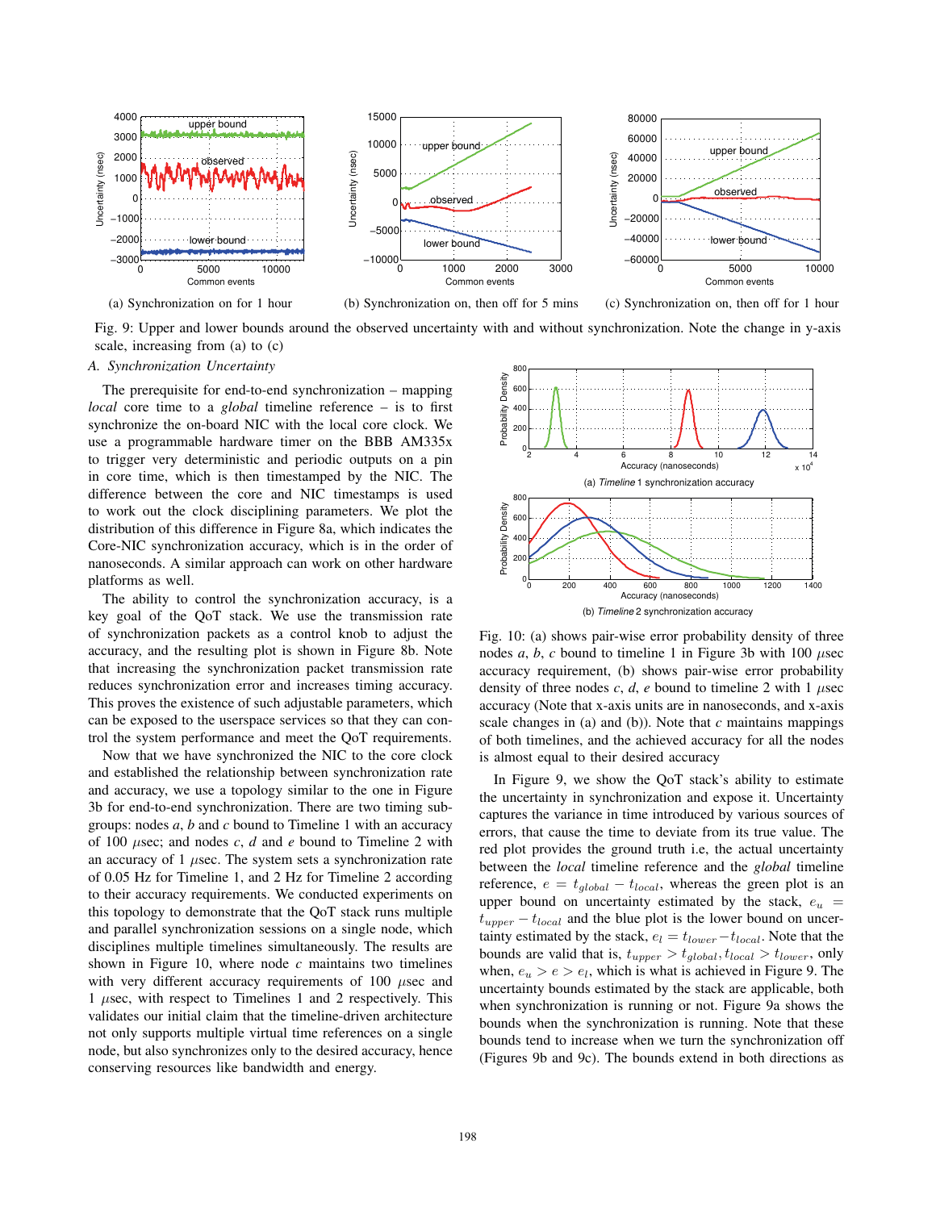(a) Synchronization on for 1 hour

(b) Synchronization on, then off for 5 mins

(c) Synchronization on, then off for 1 hour

Fig. 9: Upper and lower bounds around the observed uncertainty with and without synchronization. Note the change in y-axis scale, increasing from (a) to (c)

### A. Synchronization Uncertainty

The prerequisite for end-to-end synchronization – mapping *local* core time to a *global* timeline reference – is to first synchronize the on-board NIC with the local core clock. We use a programmable hardware timer on the BBB AM335x to trigger very deterministic and periodic outputs on a pin in core time, which is then timestamped by the NIC. The difference between the core and NIC timestamps is used to work out the clock disciplining parameters. We plot the distribution of this difference in Figure 8a, which indicates the Core-NIC synchronization accuracy, which is in the order of nanoseconds. A similar approach can work on other hardware platforms as well.

The ability to control the synchronization accuracy, is a key goal of the QoT stack. We use the transmission rate of synchronization packets as a control knob to adjust the accuracy, and the resulting plot is shown in Figure 8b. Note that increasing the synchronization packet transmission rate reduces synchronization error and increases timing accuracy. This proves the existence of such adjustable parameters, which can be exposed to the userspace services so that they can control the system performance and meet the QoT requirements.

Now that we have synchronized the NIC to the core clock and established the relationship between synchronization rate and accuracy, we use a topology similar to the one in Figure 3b for end-to-end synchronization. There are two timing subgroups: nodes *a*, *b* and *c* bound to Timeline 1 with an accuracy of 100 $\mu$sec; and nodes *c*, *d* and *e* bound to Timeline 2 with an accuracy of 1 $\mu$sec. The system sets a synchronization rate of 0.05 Hz for Timeline 1, and 2 Hz for Timeline 2 according to their accuracy requirements. We conducted experiments on this topology to demonstrate that the QoT stack runs multiple and parallel synchronization sessions on a single node, which disciplines multiple timelines simultaneously. The results are shown in Figure 10, where node *c* maintains two timelines with very different accuracy requirements of 100 $\mu$sec and 1 $\mu$sec, with respect to Timelines 1 and 2 respectively. This validates our initial claim that the timeline-driven architecture not only supports multiple virtual time references on a single node, but also synchronizes only to the desired accuracy, hence conserving resources like bandwidth and energy.

(a) *Timeline* 1 synchronization accuracy

(b) *Timeline* 2 synchronization accuracy

Fig. 10: (a) shows pair-wise error probability density of three nodes *a*, *b*, *c* bound to timeline 1 in Figure 3b with 100 $\mu$sec accuracy requirement, (b) shows pair-wise error probability density of three nodes *c*, *d*, *e* bound to timeline 2 with 1 $\mu$sec accuracy (Note that x-axis units are in nanoseconds, and x-axis scale changes in (a) and (b)). Note that *c* maintains mappings of both timelines, and the achieved accuracy for all the nodes is almost equal to their desired accuracy

In Figure 9, we show the QoT stack's ability to estimate the uncertainty in synchronization and expose it. Uncertainty captures the variance in time introduced by various sources of errors, that cause the time to deviate from its true value. The red plot provides the ground truth i.e, the actual uncertainty between the *local* timeline reference and the *global* timeline reference, $e = t_{global} - t_{local}$, whereas the green plot is an upper bound on uncertainty estimated by the stack, $e_u = t_{upper} - t_{local}$ and the blue plot is the lower bound on uncertainty estimated by the stack, $e_l = t_{lower} - t_{local}$. Note that the bounds are valid that is, $t_{upper} > t_{global}, t_{local} > t_{lower}$, only when, $e_u > e > e_l$, which is what is achieved in Figure 9. The uncertainty bounds estimated by the stack are applicable, both when synchronization is running or not. Figure 9a shows the bounds when the synchronization is running. Note that these bounds tend to increase when we turn the synchronization off (Figures 9b and 9c). The bounds extend in both directions as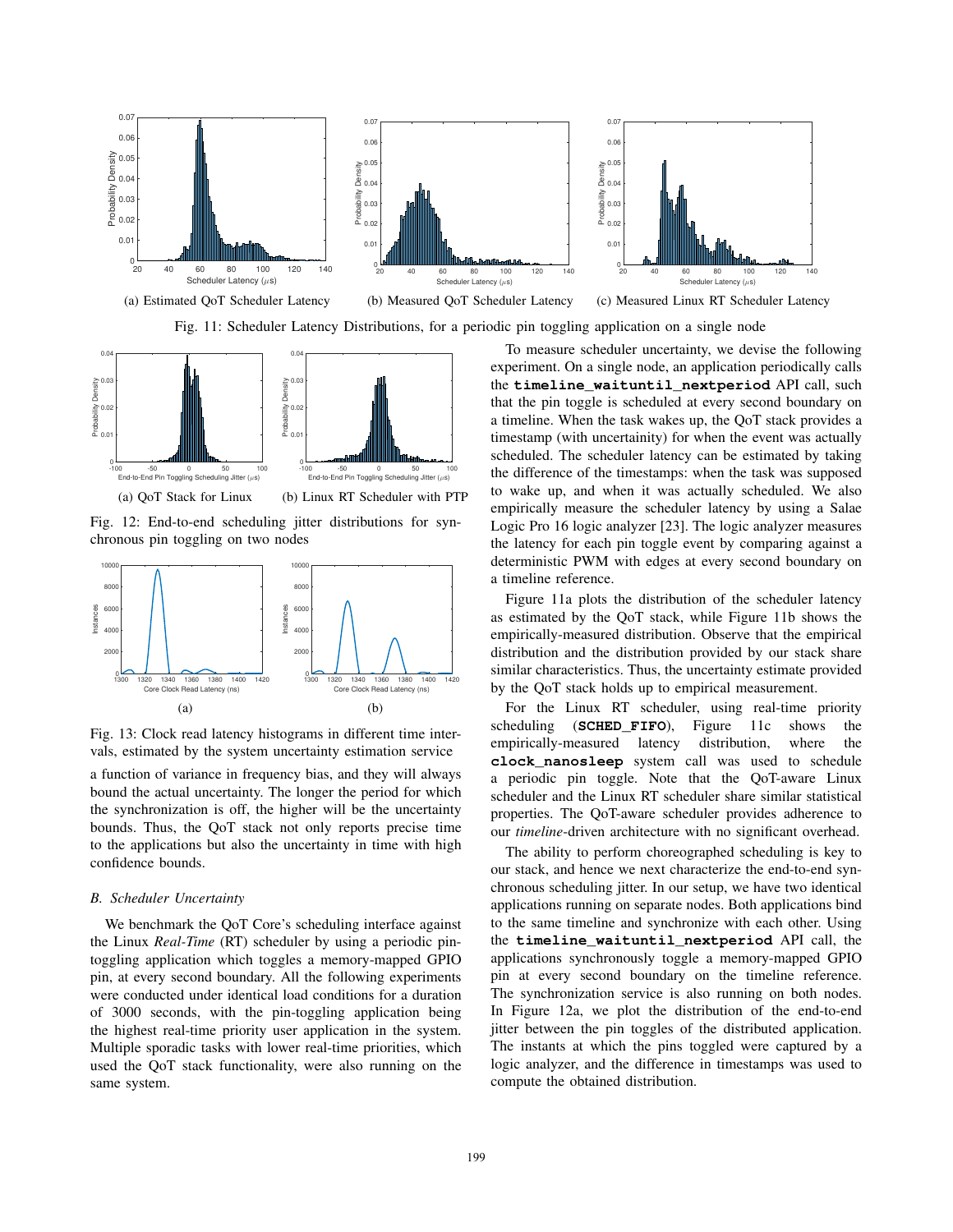(a) Estimated QoT Scheduler Latency

(b) Measured QoT Scheduler Latency

(c) Measured Linux RT Scheduler Latency

Fig. 11: Scheduler Latency Distributions, for a periodic pin toggling application on a single node

(a) QoT Stack for Linux

(b) Linux RT Scheduler with PTP

Fig. 12: End-to-end scheduling jitter distributions for synchronous pin toggling on two nodes

(a)

(b)

Fig. 13: Clock read latency histograms in different time intervals, estimated by the system uncertainty estimation service

a function of variance in frequency bias, and they will always bound the actual uncertainty. The longer the period for which the synchronization is off, the higher will be the uncertainty bounds. Thus, the QoT stack not only reports precise time to the applications but also the uncertainty in time with high confidence bounds.

### B. Scheduler Uncertainty

We benchmark the QoT Core's scheduling interface against the Linux *Real-Time* (RT) scheduler by using a periodic pin-toggling application which toggles a memory-mapped GPIO pin, at every second boundary. All the following experiments were conducted under identical load conditions for a duration of 3000 seconds, with the pin-toggling application being the highest real-time priority user application in the system. Multiple sporadic tasks with lower real-time priorities, which used the QoT stack functionality, were also running on the same system.

To measure scheduler uncertainty, we devise the following experiment. On a single node, an application periodically calls the **`timeline_waituntil_nextperiod`** API call, such that the pin toggle is scheduled at every second boundary on a timeline. When the task wakes up, the QoT stack provides a timestamp (with uncertainty) for when the event was actually scheduled. The scheduler latency can be estimated by taking the difference of the timestamps: when the task was supposed to wake up, and when it was actually scheduled. We also empirically measure the scheduler latency by using a Salae Logic Pro 16 logic analyzer [23]. The logic analyzer measures the latency for each pin toggle event by comparing against a deterministic PWM with edges at every second boundary on a timeline reference.

Figure 11a plots the distribution of the scheduler latency as estimated by the QoT stack, while Figure 11b shows the empirically-measured distribution. Observe that the empirical distribution and the distribution provided by our stack share similar characteristics. Thus, the uncertainty estimate provided by the QoT stack holds up to empirical measurement.

For the Linux RT scheduler, using real-time priority scheduling (**`SCHED_FIFO`**), Figure 11c shows the empirically-measured latency distribution, where the **`clock_nanosleep`** system call was used to schedule a periodic pin toggle. Note that the QoT-aware Linux scheduler and the Linux RT scheduler share similar statistical properties. The QoT-aware scheduler provides adherence to our *timeline*-driven architecture with no significant overhead.

The ability to perform choreographed scheduling is key to our stack, and hence we next characterize the end-to-end synchronous scheduling jitter. In our setup, we have two identical applications running on separate nodes. Both applications bind to the same timeline and synchronize with each other. Using the **`timeline_waituntil_nextperiod`** API call, the applications synchronously toggle a memory-mapped GPIO pin at every second boundary on the timeline reference. The synchronization service is also running on both nodes. In Figure 12a, we plot the distribution of the end-to-end jitter between the pin toggles of the distributed application. The instants at which the pins toggled were captured by a logic analyzer, and the difference in timestamps was used to compute the obtained distribution.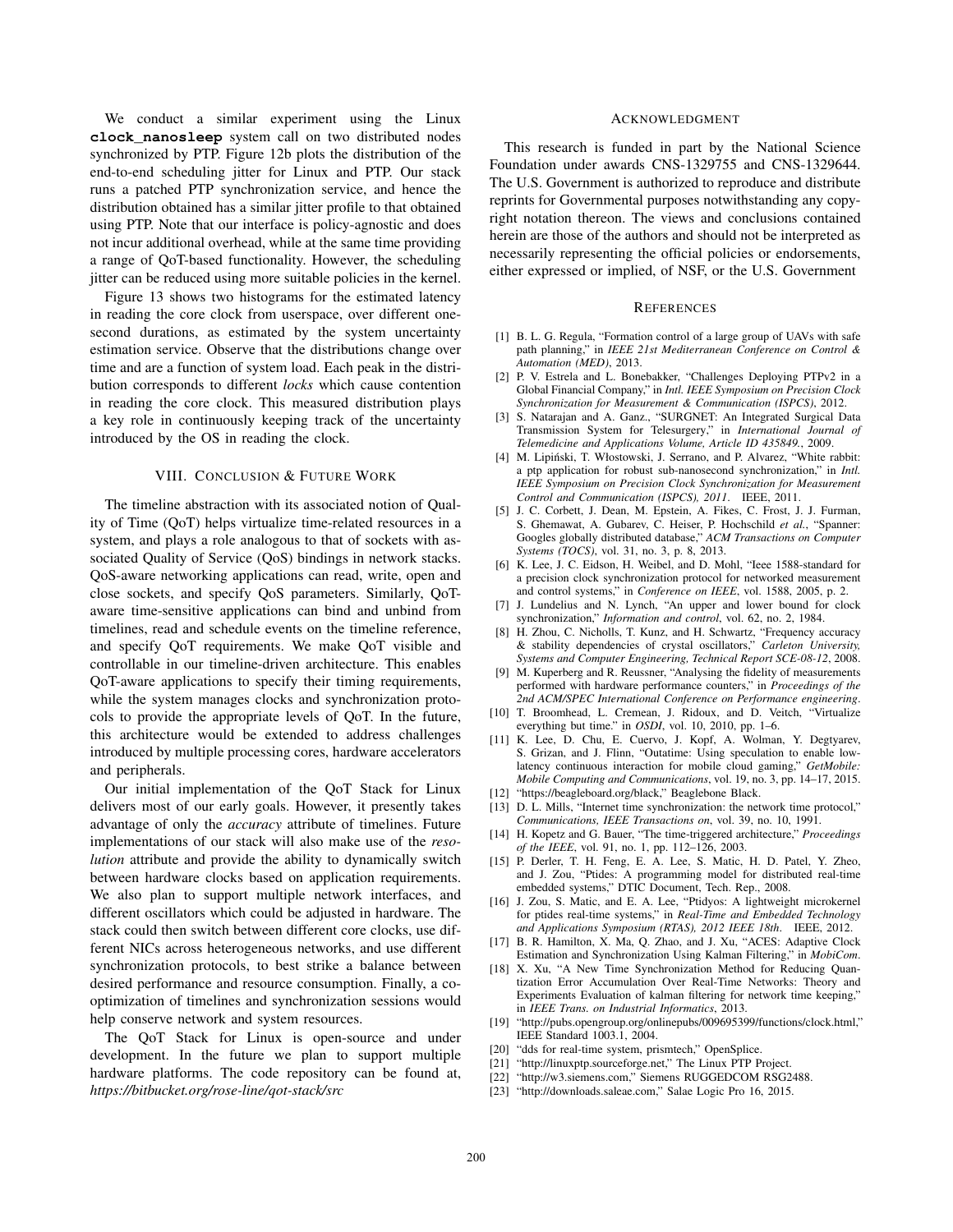We conduct a similar experiment using the Linux **clock_nanosleep** system call on two distributed nodes synchronized by PTP. Figure 12b plots the distribution of the end-to-end scheduling jitter for Linux and PTP. Our stack runs a patched PTP synchronization service, and hence the distribution obtained has a similar jitter profile to that obtained using PTP. Note that our interface is policy-agnostic and does not incur additional overhead, while at the same time providing a range of QoT-based functionality. However, the scheduling jitter can be reduced using more suitable policies in the kernel.

Figure 13 shows two histograms for the estimated latency in reading the core clock from userspace, over different one-second durations, as estimated by the system uncertainty estimation service. Observe that the distributions change over time and are a function of system load. Each peak in the distribution corresponds to different *locks* which cause contention in reading the core clock. This measured distribution plays a key role in continuously keeping track of the uncertainty introduced by the OS in reading the clock.

## VIII. Conclusion & Future Work

The timeline abstraction with its associated notion of Quality of Time (QoT) helps virtualize time-related resources in a system, and plays a role analogous to that of sockets with associated Quality of Service (QoS) bindings in network stacks. QoS-aware networking applications can read, write, open and close sockets, and specify QoS parameters. Similarly, QoT-aware time-sensitive applications can bind and unbind from timelines, read and schedule events on the timeline reference, and specify QoT requirements. We make QoT visible and controllable in our timeline-driven architecture. This enables QoT-aware applications to specify their timing requirements, while the system manages clocks and synchronization protocols to provide the appropriate levels of QoT. In the future, this architecture would be extended to address challenges introduced by multiple processing cores, hardware accelerators and peripherals.

Our initial implementation of the QoT Stack for Linux delivers most of our early goals. However, it presently takes advantage of only the *accuracy* attribute of timelines. Future implementations of our stack will also make use of the *resolution* attribute and provide the ability to dynamically switch between hardware clocks based on application requirements. We also plan to support multiple network interfaces, and different oscillators which could be adjusted in hardware. The stack could then switch between different core clocks, use different NICs across heterogeneous networks, and use different synchronization protocols, to best strike a balance between desired performance and resource consumption. Finally, a co-optimization of timelines and synchronization sessions would help conserve network and system resources.

The QoT Stack for Linux is open-source and under development. In the future we plan to support multiple hardware platforms. The code repository can be found at, *https://bitbucket.org/rose-line/qot-stack/src*

## Acknowledgment

This research is funded in part by the National Science Foundation under awards CNS-1329755 and CNS-1329644. The U.S. Government is authorized to reproduce and distribute reprints for Governmental purposes notwithstanding any copyright notation thereon. The views and conclusions contained herein are those of the authors and should not be interpreted as necessarily representing the official policies or endorsements, either expressed or implied, of NSF, or the U.S. Government

## References

[1] B. L. G. Regula, "Formation control of a large group of UAVs with safe path planning," in *IEEE 21st Mediterranean Conference on Control & Automation (MED)*, 2013.

[2] P. V. Estrela and L. Bonebakker, "Challenges Deploying PTPv2 in a Global Financial Company," in *Intl. IEEE Symposium on Precision Clock Synchronization for Measurement & Communication (ISPCS)*, 2012.

[3] S. Natarajan and A. Ganz., "SURGNET: An Integrated Surgical Data Transmission System for Telesurgery," in *International Journal of Telemedicine and Applications Volume, Article ID 435849.*, 2009.

[4] M. Lipiński, T. Włostowski, J. Serrano, and P. Alvarez, "White rabbit: a ptp application for robust sub-nanosecond synchronization," in *Intl. IEEE Symposium on Precision Clock Synchronization for Measurement Control and Communication (ISPCS), 2011*. IEEE, 2011.

[5] J. C. Corbett, J. Dean, M. Epstein, A. Fikes, C. Frost, J. J. Furman, S. Ghemawat, A. Gubarev, C. Heiser, P. Hochschild *et al.*, "Spanner: Googles globally distributed database," *ACM Transactions on Computer Systems (TOCS)*, vol. 31, no. 3, p. 8, 2013.

[6] K. Lee, J. C. Eidson, H. Weibel, and D. Mohl, "Ieee 1588-standard for a precision clock synchronization protocol for networked measurement and control systems," in *Conference on IEEE*, vol. 1588, 2005, p. 2.

[7] J. Lundelius and N. Lynch, "An upper and lower bound for clock synchronization," *Information and control*, vol. 62, no. 2, 1984.

[8] H. Zhou, C. Nicholls, T. Kunz, and H. Schwartz, "Frequency accuracy & stability dependencies of crystal oscillators," *Carleton University, Systems and Computer Engineering, Technical Report SCE-08-12*, 2008.

[9] M. Kuperberg and R. Reussner, "Analysing the fidelity of measurements performed with hardware performance counters," in *Proceedings of the 2nd ACM/SPEC International Conference on Performance engineering*.

[10] T. Broomhead, L. Cremean, J. Ridoux, and D. Veitch, "Virtualize everything but time." in *OSDI*, vol. 10, 2010, pp. 1–6.

[11] K. Lee, D. Chu, E. Cuervo, J. Kopf, A. Wolman, Y. Degtyarev, S. Grizan, and J. Flinn, "Outatime: Using speculation to enable low-latency continuous interaction for mobile cloud gaming," *GetMobile: Mobile Computing and Communications*, vol. 19, no. 3, pp. 14–17, 2015.

[12] "https://beagleboard.org/black," Beaglebone Black.

[13] D. L. Mills, "Internet time synchronization: the network time protocol," *Communications, IEEE Transactions on*, vol. 39, no. 10, 1991.

[14] H. Kopetz and G. Bauer, "The time-triggered architecture," *Proceedings of the IEEE*, vol. 91, no. 1, pp. 112–126, 2003.

[15] P. Derler, T. H. Feng, E. A. Lee, S. Matic, H. D. Patel, Y. Zheo, and J. Zou, "Ptides: A programming model for distributed real-time embedded systems," DTIC Document, Tech. Rep., 2008.

[16] J. Zou, S. Matic, and E. A. Lee, "Ptidyos: A lightweight microkernel for ptides real-time systems," in *Real-Time and Embedded Technology and Applications Symposium (RTAS), 2012 IEEE 18th*. IEEE, 2012.

[17] B. R. Hamilton, X. Ma, Q. Zhao, and J. Xu, "ACES: Adaptive Clock Estimation and Synchronization Using Kalman Filtering," in *MobiCom*.

[18] X. Xu, "A New Time Synchronization Method for Reducing Quantization Error Accumulation Over Real-Time Networks: Theory and Experiments Evaluation of kalman filtering for network time keeping," in *IEEE Trans. on Industrial Informatics*, 2013.

[19] "http://pubs.opengroup.org/onlinepubs/009695399/functions/clock.html," IEEE Standard 1003.1, 2004.

[20] "dds for real-time system, prismtech," OpenSplice.

[21] "http://linuxptp.sourceforge.net," The Linux PTP Project.

[22] "http://w3.siemens.com," Siemens RUGGEDCOM RSG2488.

[23] "http://downloads.saleae.com," Salae Logic Pro 16, 2015.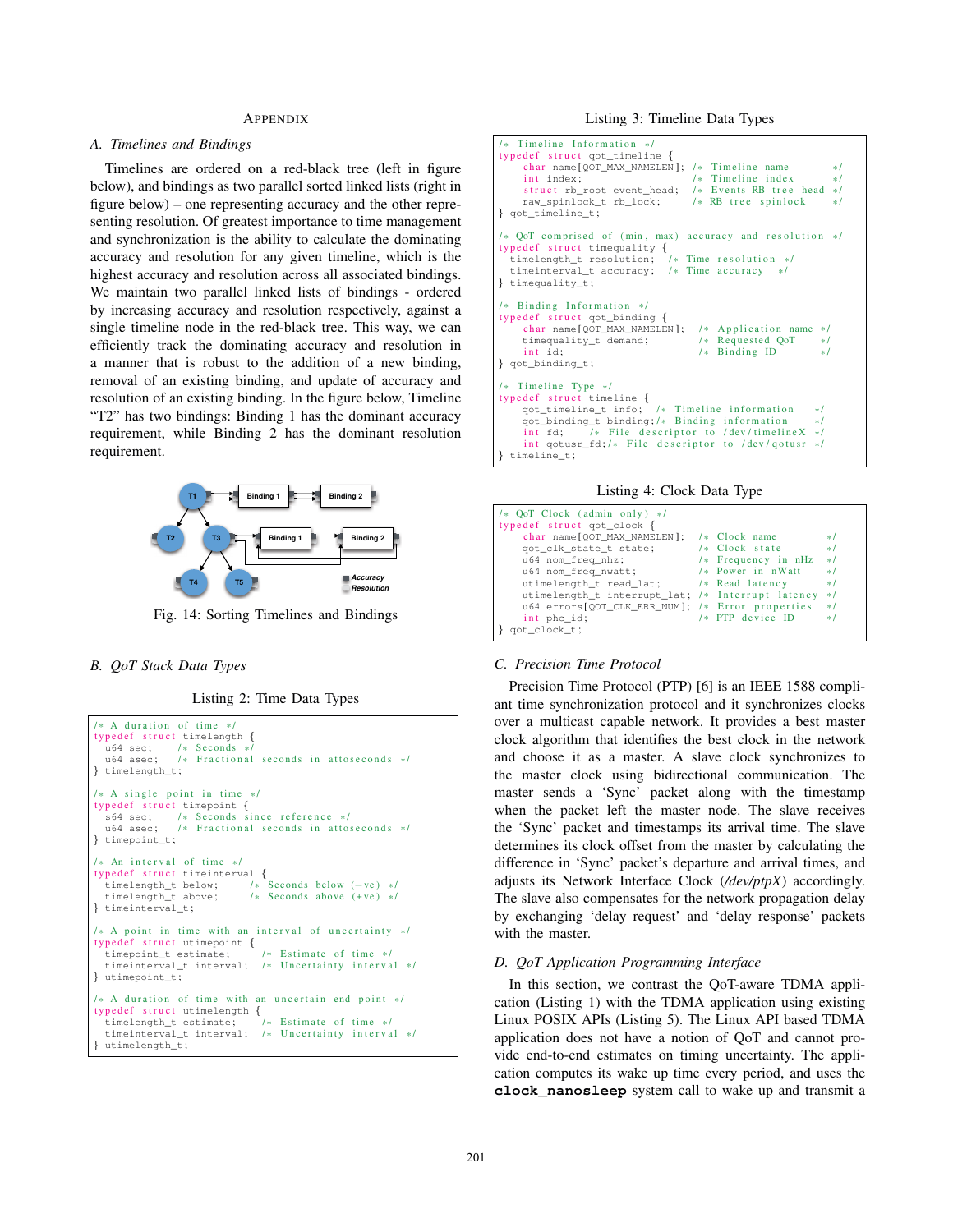## Appendix

### A. Timelines and Bindings

Timelines are ordered on a red-black tree (left in figure below), and bindings as two parallel sorted linked lists (right in figure below) – one representing accuracy and the other representing resolution. Of greatest importance to time management and synchronization is the ability to calculate the dominating accuracy and resolution for any given timeline, which is the highest accuracy and resolution across all associated bindings. We maintain two parallel linked lists of bindings - ordered by increasing accuracy and resolution respectively, against a single timeline node in the red-black tree. This way, we can efficiently track the dominating accuracy and resolution in a manner that is robust to the addition of a new binding, removal of an existing binding, and update of accuracy and resolution of an existing binding. In the figure below, Timeline "T2" has two bindings: Binding 1 has the dominant accuracy requirement, while Binding 2 has the dominant resolution requirement.

Fig. 14: Sorting Timelines and Bindings

### B. QoT Stack Data Types

Listing 2: Time Data Types

```
/* A duration of time */
typedef struct timelength {
   u64 sec;    /* Seconds */
   u64 asec;   /* Fractional seconds in attoseconds */
} timelength_t;

/* A single point in time */
typedef struct timepoint {
   s64 sec;    /* Seconds since reference */
   u64 asec;   /* Fractional seconds in attoseconds */
} timepoint_t;

/* An interval of time */
typedef struct timeinterval {
   timelength_t below;     /* Seconds below (-ve) */
   timelength_t above;     /* Seconds above (+ve) */
} timeinterval_t;

/* A point in time with an interval of uncertainty */
typedef struct utimepoint {
   timepoint_t estimate;      /* Estimate of time */
   timeinterval_t interval;   /* Uncertainty interval */
} utimepoint_t;

/* A duration of time with an uncertain end point */
typedef struct utimelength {
   timelength_t estimate;     /* Estimate of time */
   timeinterval_t interval;   /* Uncertainty interval */
} utimelength_t;
```

Listing 3: Timeline Data Types

```
/* Timeline Information */
typedef struct qot_timeline {
   char name[QOT_MAX_NAMELEN]; /* Timeline name       */
   int index;                  /* Timeline index      */
   struct rb_root event_head;  /* Events RB tree head */
   raw_spinlock_t rb_lock;     /* RB tree spinlock    */
} qot_timeline_t;

/* QoT comprised of (min, max) accuracy and resolution */
typedef struct timequality {
  timelength_t resolution;  /* Time resolution */
  timeinterval_t accuracy;  /* Time accuracy   */
} timequality_t;

/* Binding Information */
typedef struct qot_binding {
   char name[QOT_MAX_NAMELEN];  /* Application name */
   timequality_t demand;        /* Requested QoT    */
   int id;                      /* Binding ID       */
} qot_binding_t;

/* Timeline Type */
typedef struct timeline {
   qot_timeline_t info;   /* Timeline information      */
   qot_binding_t binding;/* Binding information        */
   int fd;     /* File descriptor to /dev/timelineX */
   int qotusr_fd;/* File descriptor to /dev/qotusr */
} timeline_t;
```

Listing 4: Clock Data Type

```
/* QoT Clock (admin only) */
typedef struct qot_clock {
   char name[QOT_MAX_NAMELEN];  /* Clock name          */
   qot_clk_state_t state;       /* Clock state         */
   u64 nom_freq_nhz;            /* Frequency in nHz    */
   u64 nom_freq_nwatt;          /* Power in nWatt      */
   utimelength_t read_lat;      /* Read latency        */
   utimelength_t interrupt_lat; /* Interrupt latency   */
   u64 errors[QOT_CLK_ERR_NUM]; /* Error properties    */
   int phc_id;                  /* PTP device ID       */
} qot_clock_t;
```

### C. Precision Time Protocol

Precision Time Protocol (PTP) [6] is an IEEE 1588 compliant time synchronization protocol and it synchronizes clocks over a multicast capable network. It provides a best master clock algorithm that identifies the best clock in the network and choose it as a master. A slave clock synchronizes to the master clock using bidirectional communication. The master sends a 'Sync' packet along with the timestamp when the packet left the master node. The slave receives the 'Sync' packet and timestamps its arrival time. The slave determines its clock offset from the master by calculating the difference in 'Sync' packet's departure and arrival times, and adjusts its Network Interface Clock (*/dev/ptpX*) accordingly. The slave also compensates for the network propagation delay by exchanging 'delay request' and 'delay response' packets with the master.

### D. QoT Application Programming Interface

In this section, we contrast the QoT-aware TDMA application (Listing 1) with the TDMA application using existing Linux POSIX APIs (Listing 5). The Linux API based TDMA application does not have a notion of QoT and cannot provide end-to-end estimates on timing uncertainty. The application computes its wake up time every period, and uses the **clock_nanosleep** system call to wake up and transmit a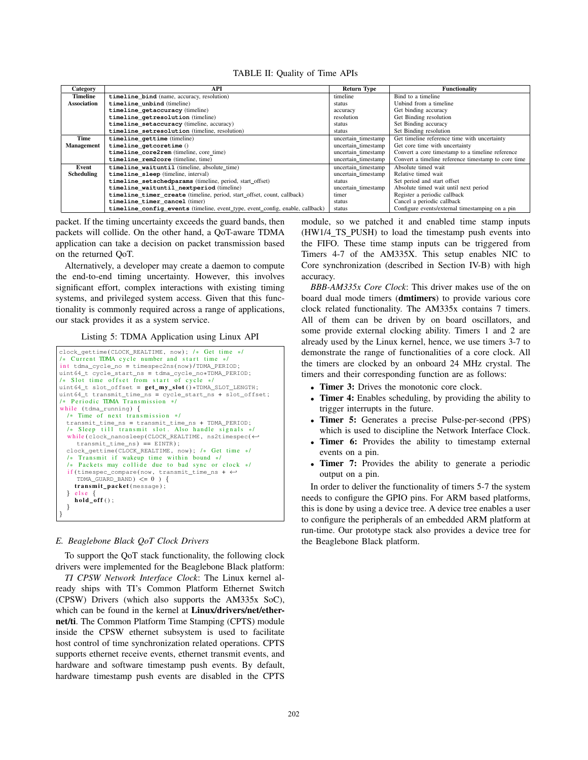TABLE II: Quality of Time APIs

| Category | API | Return Type | Functionality |
|---|---|---|---|
| Timeline Association | **timeline_bind** (name, accuracy, resolution) | timeline | Bind to a timeline |
| | **timeline_unbind** (timeline) | status | Unbind from a timeline |
| | **timeline_getaccuracy** (timeline) | accuracy | Get binding accuracy |
| | **timeline_getresolution** (timeline) | resolution | Get Binding resolution |
| | **timeline_setaccuracy** (timeline, accuracy) | status | Set Binding accuracy |
| | **timeline_setresolution** (timeline, resolution) | status | Set Binding resolution |
| Time Management | **timeline_gettime** (timeline) | uncertain_timestamp | Get timeline reference time with uncertainty |
| | **timeline_getcoretime** () | uncertain_timestamp | Get core time with uncertainty |
| | **timeline_core2rem** (timeline, core_time) | uncertain_timestamp | Convert a core timestamp to a timeline reference |
| | **timeline_rem2core** (timeline, time) | uncertain_timestamp | Convert a timeline reference timestamp to core time |
| Event Scheduling | **timeline_waituntil** (timeline, absolute_time) | uncertain_timestamp | Absolute timed wait |
| | **timeline_sleep** (timeline, interval) | uncertain_timestamp | Relative timed wait |
| | **timeline_setschedparams** (timeline, period, start_offset) | status | Set period and start offset |
| | **timeline_waituntil_nextperiod** (timeline) | uncertain_timestamp | Absolute timed wait until next period |
| | **timeline_timer_create** (timeline, period, start_offset, count, callback) | timer | Register a periodic callback |
| | **timeline_timer_cancel** (timer) | status | Cancel a periodic callback |
| | **timeline_config_events** (timeline, event_type, event_config, enable, callback) | status | Configure events/external timestamping on a pin |

packet. If the timing uncertainty exceeds the guard bands, then packets will collide. On the other hand, a QoT-aware TDMA application can take a decision on packet transmission based on the returned QoT.

Alternatively, a developer may create a daemon to compute the end-to-end timing uncertainty. However, this involves significant effort, complex interactions with existing timing systems, and privileged system access. Given that this functionality is commonly required across a range of applications, our stack provides it as a system service.

Listing 5: TDMA Application using Linux API

```
clock_gettime(CLOCK_REALTIME, now); /* Get time */
/* Current TDMA cycle number and start time */
int tdma_cycle_no = timespec2ns(now)/TDMA_PERIOD;
uint64_t cycle_start_ns = tdma_cycle_no*TDMA_PERIOD;
/* Slot time offset from start of cycle */
uint64_t slot_offset = get_my_slot()*TDMA_SLOT_LENGTH;
uint64_t transmit_time_ns = cycle_start_ns + slot_offset;
/* Periodic TDMA Transmission */
while (tdma_running) {
  /* Time of next transmission */
  transmit_time_ns = transmit_time_ns + TDMA_PERIOD;
  /* Sleep till transmit slot. Also handle signals */
  while(clock_nanosleep(CLOCK_REALTIME, ns2timespec(
     transmit_time_ns)) == EINTR);
  clock_gettime(CLOCK_REALTIME, now); /* Get time */
  /* Transmit if wakeup time within bound */
  /* Packets may collide due to bad sync or clock */
  if(timespec_compare(now, transmit_time_ns +
     TDMA_GUARD_BAND) <= 0 ) {
    transmit_packet(message);
  } else {
    hold_off();
  }
}
```

### E. Beaglebone Black QoT Clock Drivers

To support the QoT stack functionality, the following clock drivers were implemented for the Beaglebone Black platform:

*TI CPSW Network Interface Clock*: The Linux kernel already ships with TI's Common Platform Ethernet Switch (CPSW) Drivers (which also supports the AM335x SoC), which can be found in the kernel at **Linux/drivers/net/ethernet/ti**. The Common Platform Time Stamping (CPTS) module inside the CPSW ethernet subsystem is used to facilitate host control of time synchronization related operations. CPTS supports ethernet receive events, ethernet transmit events, and hardware and software timestamp push events. By default, hardware timestamp push events are disabled in the CPTS module, so we patched it and enabled time stamp inputs (HW1/4_TS_PUSH) to load the timestamp push events into the FIFO. These time stamp inputs can be triggered from Timers 4-7 of the AM335X. This setup enables NIC to Core synchronization (described in Section IV-B) with high accuracy.

*BBB-AM335x Core Clock*: This driver makes use of the on board dual mode timers (**dmtimers**) to provide various core clock related functionality. The AM335x contains 7 timers. All of them can be driven by on board oscillators, and some provide external clocking ability. Timers 1 and 2 are already used by the Linux kernel, hence, we use timers 3-7 to demonstrate the range of functionalities of a core clock. All the timers are clocked by an onboard 24 MHz crystal. The timers and their corresponding function are as follows:

- **Timer 3:** Drives the monotonic core clock.
- **Timer 4:** Enables scheduling, by providing the ability to trigger interrupts in the future.
- **Timer 5:** Generates a precise Pulse-per-second (PPS) which is used to discipline the Network Interface Clock.
- **Timer 6:** Provides the ability to timestamp external events on a pin.
- **Timer 7:** Provides the ability to generate a periodic output on a pin.

In order to deliver the functionality of timers 5-7 the system needs to configure the GPIO pins. For ARM based platforms, this is done by using a device tree. A device tree enables a user to configure the peripherals of an embedded ARM platform at run-time. Our prototype stack also provides a device tree for the Beaglebone Black platform.